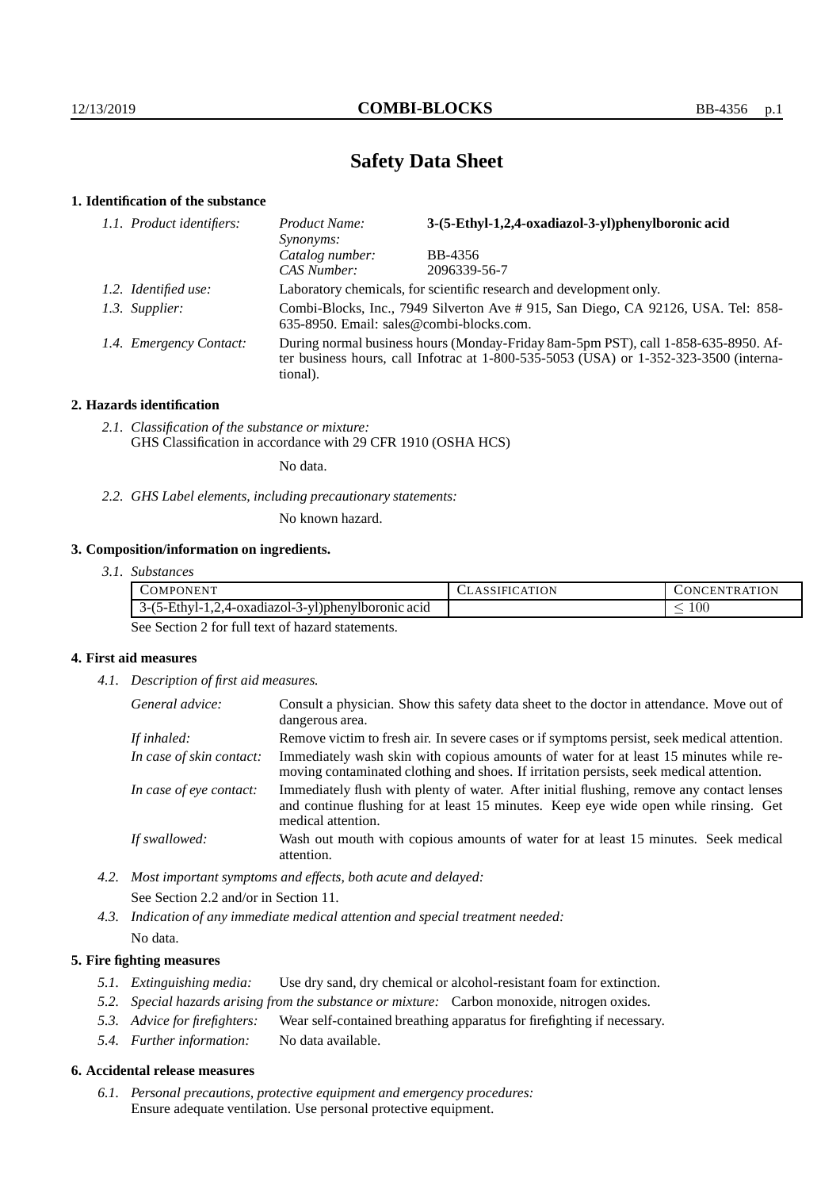# Safety Data Sheet

## 1. Identification of the substance

*1.1. Product identifiers:*

| | |
|---|---|
| *Product Name:* | **3-(5-Ethyl-1,2,4-oxadiazol-3-yl)phenylboronic acid** |
| *Synonyms:* | |
| *Catalog number:* | BB-4356 |
| *CAS Number:* | 2096339-56-7 |

*1.2. Identified use:* Laboratory chemicals, for scientific research and development only.

*1.3. Supplier:* Combi-Blocks, Inc., 7949 Silverton Ave # 915, San Diego, CA 92126, USA. Tel: 858-635-8950. Email: sales@combi-blocks.com.

*1.4. Emergency Contact:* During normal business hours (Monday-Friday 8am-5pm PST), call 1-858-635-8950. After business hours, call Infotrac at 1-800-535-5053 (USA) or 1-352-323-3500 (international).

## 2. Hazards identification

*2.1. Classification of the substance or mixture:*
GHS Classification in accordance with 29 CFR 1910 (OSHA HCS)

No data.

*2.2. GHS Label elements, including precautionary statements:*

No known hazard.

## 3. Composition/information on ingredients.

*3.1. Substances*

| COMPONENT | CLASSIFICATION | CONCENTRATION |
|---|---|---|
| 3-(5-Ethyl-1,2,4-oxadiazol-3-yl)phenylboronic acid | | $\leq 100$ |

See Section 2 for full text of hazard statements.

## 4. First aid measures

*4.1. Description of first aid measures.*

*General advice:* Consult a physician. Show this safety data sheet to the doctor in attendance. Move out of dangerous area.

*If inhaled:* Remove victim to fresh air. In severe cases or if symptoms persist, seek medical attention.

*In case of skin contact:* Immediately wash skin with copious amounts of water for at least 15 minutes while removing contaminated clothing and shoes. If irritation persists, seek medical attention.

*In case of eye contact:* Immediately flush with plenty of water. After initial flushing, remove any contact lenses and continue flushing for at least 15 minutes. Keep eye wide open while rinsing. Get medical attention.

*If swallowed:* Wash out mouth with copious amounts of water for at least 15 minutes. Seek medical attention.

*4.2. Most important symptoms and effects, both acute and delayed:*

See Section 2.2 and/or in Section 11.

*4.3. Indication of any immediate medical attention and special treatment needed:*

No data.

## 5. Fire fighting measures

*5.1. Extinguishing media:* Use dry sand, dry chemical or alcohol-resistant foam for extinction.

*5.2. Special hazards arising from the substance or mixture:* Carbon monoxide, nitrogen oxides.

*5.3. Advice for firefighters:* Wear self-contained breathing apparatus for firefighting if necessary.

*5.4. Further information:* No data available.

## 6. Accidental release measures

*6.1. Personal precautions, protective equipment and emergency procedures:*
Ensure adequate ventilation. Use personal protective equipment.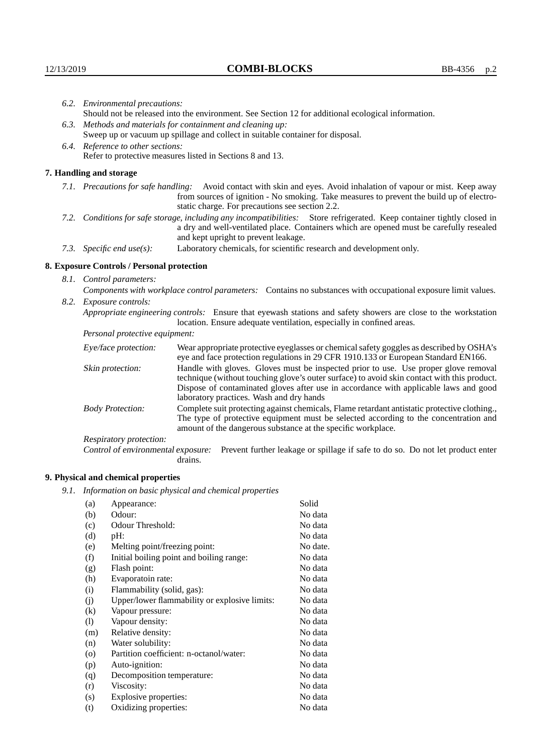*6.2. Environmental precautions:*

Should not be released into the environment. See Section 12 for additional ecological information.

*6.3. Methods and materials for containment and cleaning up:*

Sweep up or vacuum up spillage and collect in suitable container for disposal.

*6.4. Reference to other sections:*

Refer to protective measures listed in Sections 8 and 13.

## 7. Handling and storage

*7.1. Precautions for safe handling:* Avoid contact with skin and eyes. Avoid inhalation of vapour or mist. Keep away from sources of ignition - No smoking. Take measures to prevent the build up of electrostatic charge. For precautions see section 2.2.

*7.2. Conditions for safe storage, including any incompatibilities:* Store refrigerated. Keep container tightly closed in a dry and well-ventilated place. Containers which are opened must be carefully resealed and kept upright to prevent leakage.

*7.3. Specific end use(s):* Laboratory chemicals, for scientific research and development only.

## 8. Exposure Controls / Personal protection

*8.1. Control parameters:*

*Components with workplace control parameters:* Contains no substances with occupational exposure limit values.

*8.2. Exposure controls:*

*Appropriate engineering controls:* Ensure that eyewash stations and safety showers are close to the workstation location. Ensure adequate ventilation, especially in confined areas.

*Personal protective equipment:*

*Eye/face protection:* Wear appropriate protective eyeglasses or chemical safety goggles as described by OSHA's eye and face protection regulations in 29 CFR 1910.133 or European Standard EN166.

*Skin protection:* Handle with gloves. Gloves must be inspected prior to use. Use proper glove removal technique (without touching glove's outer surface) to avoid skin contact with this product. Dispose of contaminated gloves after use in accordance with applicable laws and good laboratory practices. Wash and dry hands

*Body Protection:* Complete suit protecting against chemicals, Flame retardant antistatic protective clothing., The type of protective equipment must be selected according to the concentration and amount of the dangerous substance at the specific workplace.

*Respiratory protection:*

*Control of environmental exposure:* Prevent further leakage or spillage if safe to do so. Do not let product enter drains.

## 9. Physical and chemical properties

*9.1. Information on basic physical and chemical properties*

| | | |
|---|---|---|
| (a) | Appearance: | Solid |
| (b) | Odour: | No data |
| (c) | Odour Threshold: | No data |
| (d) | pH: | No data |
| (e) | Melting point/freezing point: | No date. |
| (f) | Initial boiling point and boiling range: | No data |
| (g) | Flash point: | No data |
| (h) | Evaporatoin rate: | No data |
| (i) | Flammability (solid, gas): | No data |
| (j) | Upper/lower flammability or explosive limits: | No data |
| (k) | Vapour pressure: | No data |
| (l) | Vapour density: | No data |
| (m) | Relative density: | No data |
| (n) | Water solubility: | No data |
| (o) | Partition coefficient: n-octanol/water: | No data |
| (p) | Auto-ignition: | No data |
| (q) | Decomposition temperature: | No data |
| (r) | Viscosity: | No data |
| (s) | Explosive properties: | No data |
| (t) | Oxidizing properties: | No data |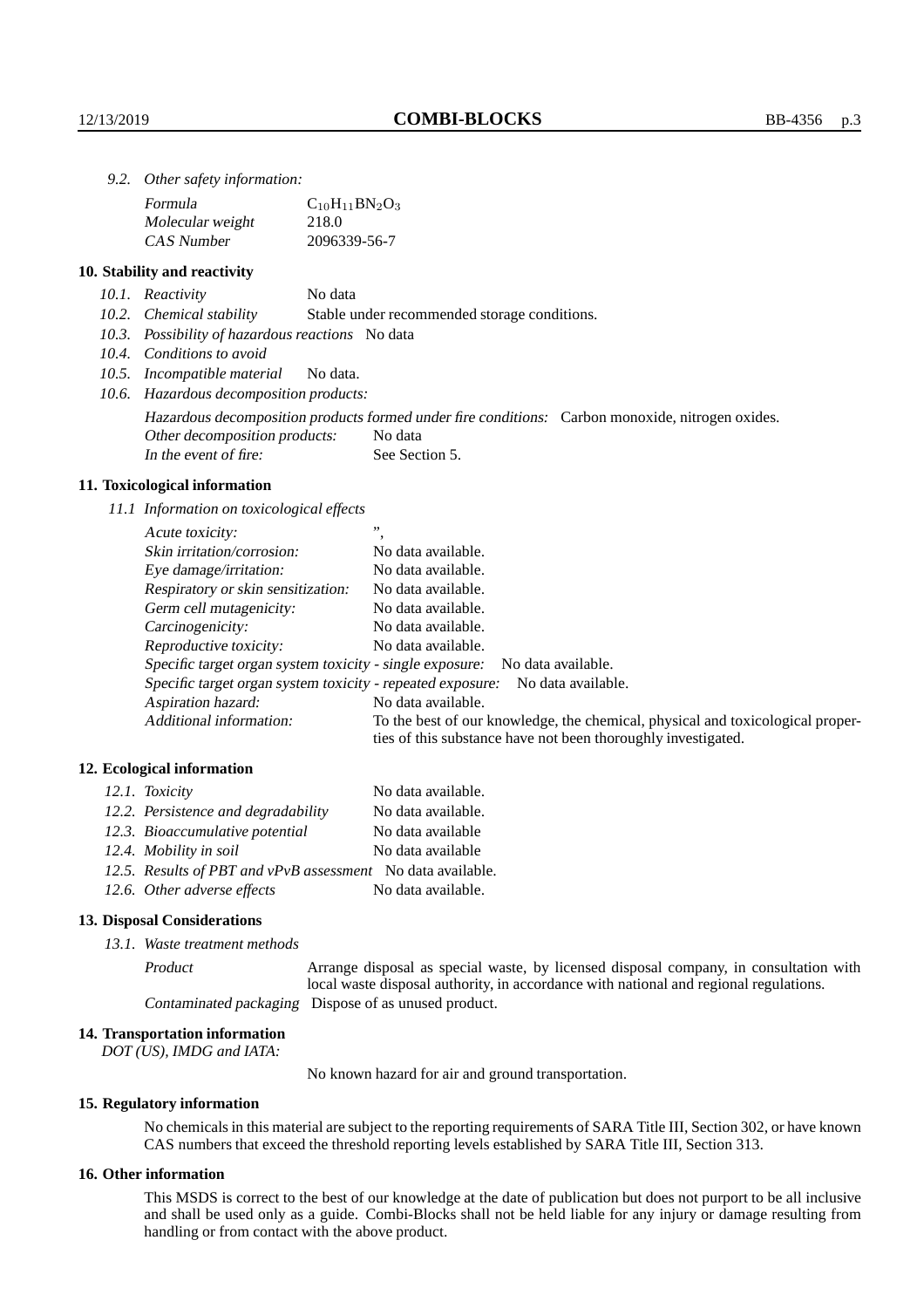*9.2. Other safety information:*

| | |
|---|---|
| *Formula* | $C_{10}H_{11}BN_2O_3$ |
| *Molecular weight* | 218.0 |
| *CAS Number* | 2096339-56-7 |

## 10. Stability and reactivity

*10.1. Reactivity* No data

*10.2. Chemical stability* Stable under recommended storage conditions.

*10.3. Possibility of hazardous reactions* No data

*10.4. Conditions to avoid*

*10.5. Incompatible material* No data.

*10.6. Hazardous decomposition products:*

*Hazardous decomposition products formed under fire conditions:* Carbon monoxide, nitrogen oxides.

*Other decomposition products:* No data

*In the event of fire:* See Section 5.

## 11. Toxicological information

*11.1 Information on toxicological effects*

| | |
|---|---|
| *Acute toxicity:* | ”, |
| *Skin irritation/corrosion:* | No data available. |
| *Eye damage/irritation:* | No data available. |
| *Respiratory or skin sensitization:* | No data available. |
| *Germ cell mutagenicity:* | No data available. |
| *Carcinogenicity:* | No data available. |
| *Reproductive toxicity:* | No data available. |
| *Specific target organ system toxicity - single exposure:* | No data available. |
| *Specific target organ system toxicity - repeated exposure:* | No data available. |
| *Aspiration hazard:* | No data available. |
| *Additional information:* | To the best of our knowledge, the chemical, physical and toxicological properties of this substance have not been thoroughly investigated. |

## 12. Ecological information

| | |
|---|---|
| *12.1. Toxicity* | No data available. |
| *12.2. Persistence and degradability* | No data available. |
| *12.3. Bioaccumulative potential* | No data available |
| *12.4. Mobility in soil* | No data available |
| *12.5. Results of PBT and vPvB assessment* | No data available. |
| *12.6. Other adverse effects* | No data available. |

## 13. Disposal Considerations

*13.1. Waste treatment methods*

*Product* Arrange disposal as special waste, by licensed disposal company, in consultation with local waste disposal authority, in accordance with national and regional regulations.

*Contaminated packaging* Dispose of as unused product.

## 14. Transportation information

*DOT (US), IMDG and IATA:*

No known hazard for air and ground transportation.

## 15. Regulatory information

No chemicals in this material are subject to the reporting requirements of SARA Title III, Section 302, or have known CAS numbers that exceed the threshold reporting levels established by SARA Title III, Section 313.

## 16. Other information

This MSDS is correct to the best of our knowledge at the date of publication but does not purport to be all inclusive and shall be used only as a guide. Combi-Blocks shall not be held liable for any injury or damage resulting from handling or from contact with the above product.